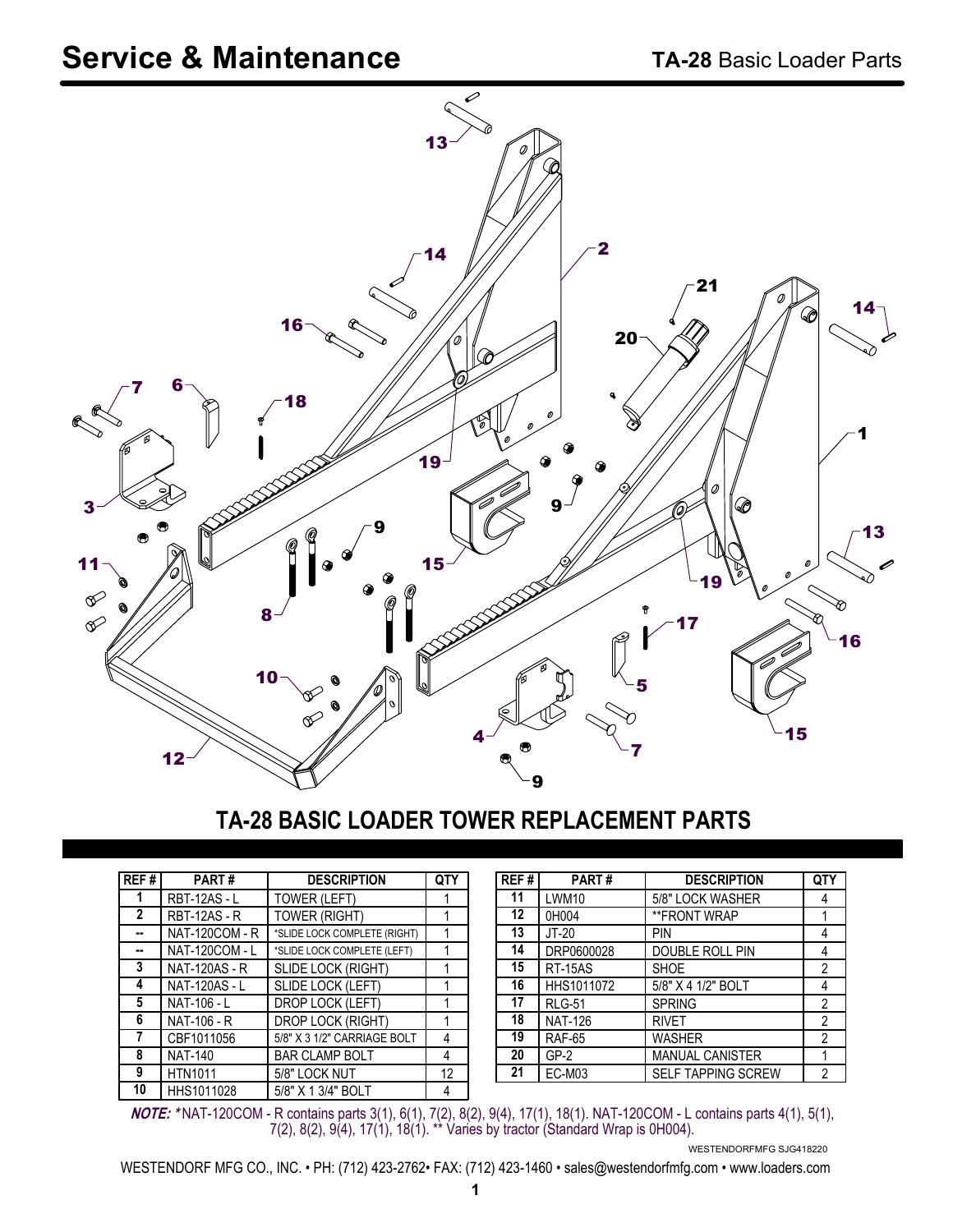# Service & Maintenance

**TA-28** Basic Loader Parts

## TA-28 BASIC LOADER TOWER REPLACEMENT PARTS

| REF # | PART # | DESCRIPTION | QTY |
|---|---|---|---|
| 1 | RBT-12AS - L | TOWER (LEFT) | 1 |
| 2 | RBT-12AS - R | TOWER (RIGHT) | 1 |
| -- | NAT-120COM - R | *SLIDE LOCK COMPLETE (RIGHT) | 1 |
| -- | NAT-120COM - L | *SLIDE LOCK COMPLETE (LEFT) | 1 |
| 3 | NAT-120AS - R | SLIDE LOCK (RIGHT) | 1 |
| 4 | NAT-120AS - L | SLIDE LOCK (LEFT) | 1 |
| 5 | NAT-106 - L | DROP LOCK (LEFT) | 1 |
| 6 | NAT-106 - R | DROP LOCK (RIGHT) | 1 |
| 7 | CBF1011056 | 5/8" X 3 1/2" CARRIAGE BOLT | 4 |
| 8 | NAT-140 | BAR CLAMP BOLT | 4 |
| 9 | HTN1011 | 5/8" LOCK NUT | 12 |
| 10 | HHS1011028 | 5/8" X 1 3/4" BOLT | 4 |
| 11 | LWM10 | 5/8" LOCK WASHER | 4 |
| 12 | 0H004 | **FRONT WRAP | 1 |
| 13 | JT-20 | PIN | 4 |
| 14 | DRP0600028 | DOUBLE ROLL PIN | 4 |
| 15 | RT-15AS | SHOE | 2 |
| 16 | HHS1011072 | 5/8" X 4 1/2" BOLT | 4 |
| 17 | RLG-51 | SPRING | 2 |
| 18 | NAT-126 | RIVET | 2 |
| 19 | RAF-65 | WASHER | 2 |
| 20 | GP-2 | MANUAL CANISTER | 1 |
| 21 | EC-M03 | SELF TAPPING SCREW | 2 |

***NOTE:*** *NAT-120COM - R contains parts 3(1), 6(1), 7(2), 8(2), 9(4), 17(1), 18(1). NAT-120COM - L contains parts 4(1), 5(1), 7(2), 8(2), 9(4), 17(1), 18(1). ** Varies by tractor (Standard Wrap is 0H004).

WESTENDORFMFG SJG418220

WESTENDORF MFG CO., INC. • PH: (712) 423-2762• FAX: (712) 423-1460 • sales@westendorfmfg.com • www.loaders.com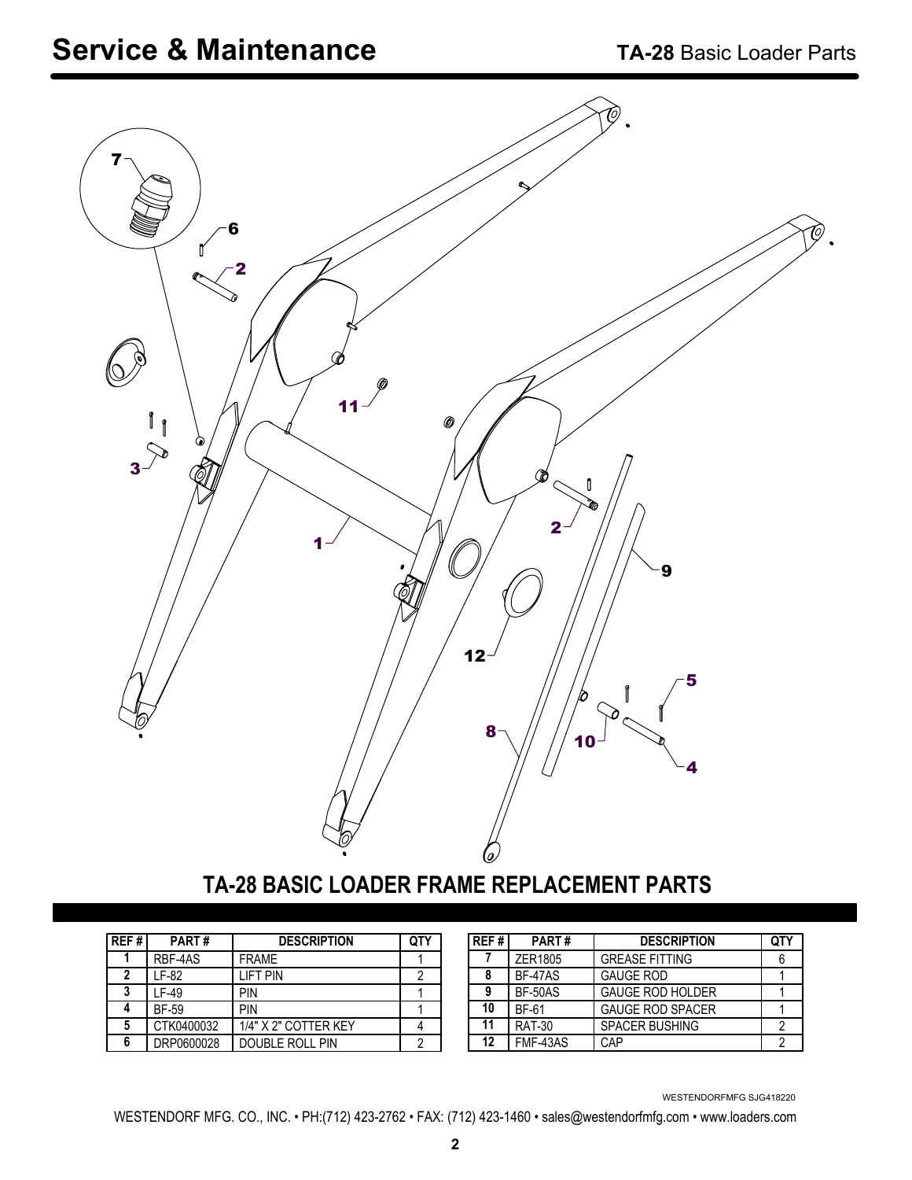# Service & Maintenance

**TA-28** Basic Loader Parts

## TA-28 BASIC LOADER FRAME REPLACEMENT PARTS

| REF # | PART # | DESCRIPTION | QTY |
|---|---|---|---|
| 1 | RBF-4AS | FRAME | 1 |
| 2 | LF-82 | LIFT PIN | 2 |
| 3 | LF-49 | PIN | 1 |
| 4 | BF-59 | PIN | 1 |
| 5 | CTK0400032 | 1/4" X 2" COTTER KEY | 4 |
| 6 | DRP0600028 | DOUBLE ROLL PIN | 2 |

| REF # | PART # | DESCRIPTION | QTY |
|---|---|---|---|
| 7 | ZER1805 | GREASE FITTING | 6 |
| 8 | BF-47AS | GAUGE ROD | 1 |
| 9 | BF-50AS | GAUGE ROD HOLDER | 1 |
| 10 | BF-61 | GAUGE ROD SPACER | 1 |
| 11 | RAT-30 | SPACER BUSHING | 2 |
| 12 | FMF-43AS | CAP | 2 |

WESTENDORFMFG SJG418220

WESTENDORF MFG. CO., INC. • PH:(712) 423-2762 • FAX: (712) 423-1460 • sales@westendorfmfg.com • www.loaders.com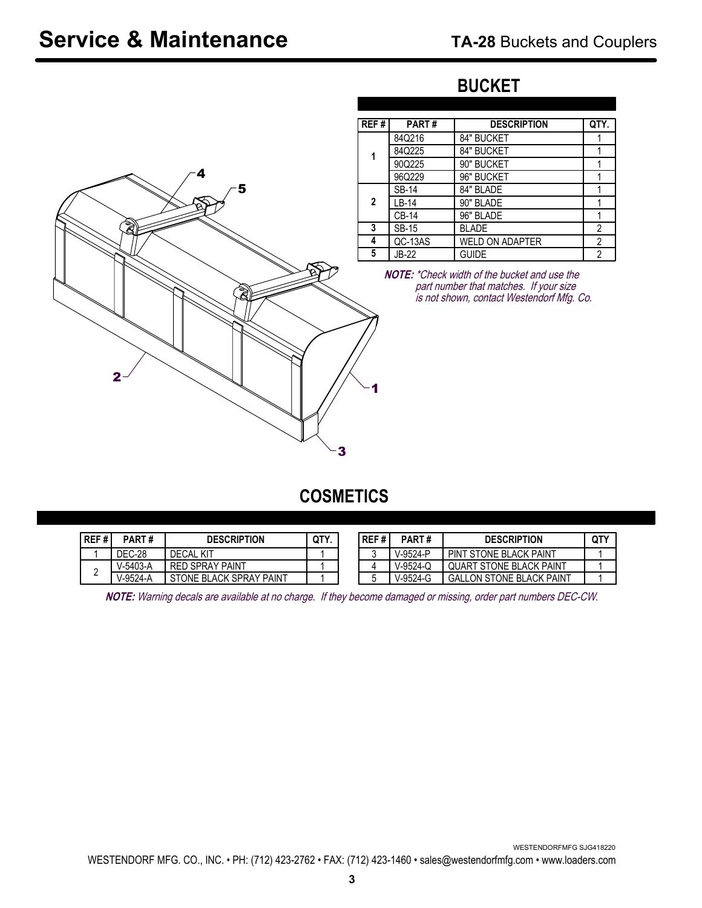# Service & Maintenance

**TA-28** Buckets and Couplers

## BUCKET

| REF # | PART # | DESCRIPTION | QTY. |
|---|---|---|---|
| 1 | 84Q216 | 84" BUCKET | 1 |
| | 84Q225 | 84" BUCKET | 1 |
| | 90Q225 | 90" BUCKET | 1 |
| | 96Q229 | 96" BUCKET | 1 |
| 2 | SB-14 | 84" BLADE | 1 |
| | LB-14 | 90" BLADE | 1 |
| | CB-14 | 96" BLADE | 1 |
| 3 | SB-15 | BLADE | 2 |
| 4 | QC-13AS | WELD ON ADAPTER | 2 |
| 5 | JB-22 | GUIDE | 2 |

***NOTE:*** *\*Check width of the bucket and use the part number that matches. If your size is not shown, contact Westendorf Mfg. Co.*

## COSMETICS

| REF # | PART # | DESCRIPTION | QTY. |
|---|---|---|---|
| 1 | DEC-28 | DECAL KIT | 1 |
| 2 | V-5403-A | RED SPRAY PAINT | 1 |
| | V-9524-A | STONE BLACK SPRAY PAINT | 1 |
| 3 | V-9524-P | PINT STONE BLACK PAINT | 1 |
| 4 | V-9524-Q | QUART STONE BLACK PAINT | 1 |
| 5 | V-9524-G | GALLON STONE BLACK PAINT | 1 |

***NOTE:*** *Warning decals are available at no charge. If they become damaged or missing, order part numbers DEC-CW.*

WESTENDORFMFG SJG418220

WESTENDORF MFG. CO., INC. • PH: (712) 423-2762 • FAX: (712) 423-1460 • sales@westendorfmfg.com • www.loaders.com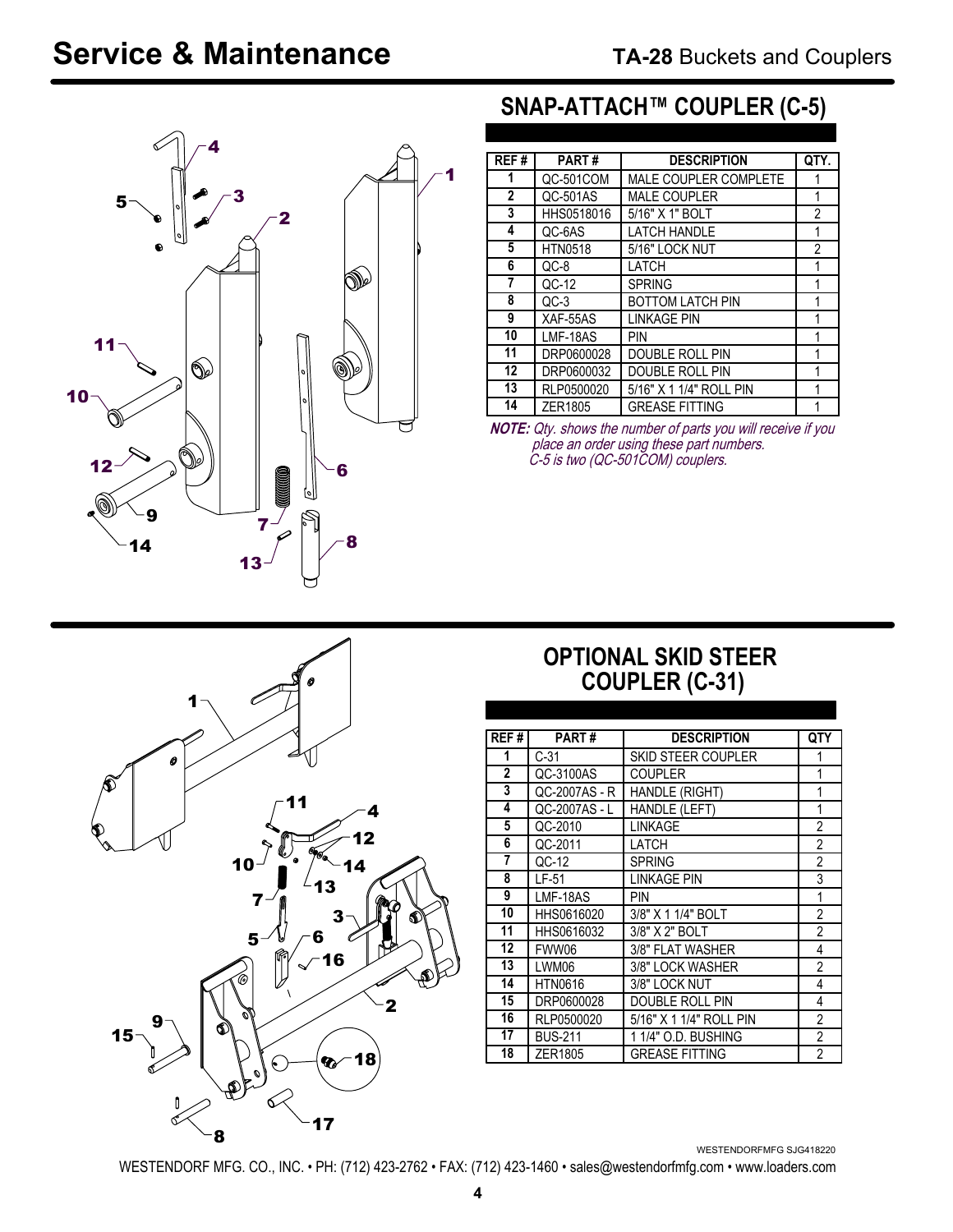## SNAP-ATTACH™ COUPLER (C-5)

| REF # | PART # | DESCRIPTION | QTY. |
|---|---|---|---|
| 1 | QC-501COM | MALE COUPLER COMPLETE | 1 |
| 2 | QC-501AS | MALE COUPLER | 1 |
| 3 | HHS0518016 | 5/16" X 1" BOLT | 2 |
| 4 | QC-6AS | LATCH HANDLE | 1 |
| 5 | HTN0518 | 5/16" LOCK NUT | 2 |
| 6 | QC-8 | LATCH | 1 |
| 7 | QC-12 | SPRING | 1 |
| 8 | QC-3 | BOTTOM LATCH PIN | 1 |
| 9 | XAF-55AS | LINKAGE PIN | 1 |
| 10 | LMF-18AS | PIN | 1 |
| 11 | DRP0600028 | DOUBLE ROLL PIN | 1 |
| 12 | DRP0600032 | DOUBLE ROLL PIN | 1 |
| 13 | RLP0500020 | 5/16" X 1 1/4" ROLL PIN | 1 |
| 14 | ZER1805 | GREASE FITTING | 1 |

***NOTE:*** *Qty. shows the number of parts you will receive if you place an order using these part numbers. C-5 is two (QC-501COM) couplers.*

## OPTIONAL SKID STEER COUPLER (C-31)

| REF # | PART # | DESCRIPTION | QTY |
|---|---|---|---|
| 1 | C-31 | SKID STEER COUPLER | 1 |
| 2 | QC-3100AS | COUPLER | 1 |
| 3 | QC-2007AS - R | HANDLE (RIGHT) | 1 |
| 4 | QC-2007AS - L | HANDLE (LEFT) | 1 |
| 5 | QC-2010 | LINKAGE | 2 |
| 6 | QC-2011 | LATCH | 2 |
| 7 | QC-12 | SPRING | 2 |
| 8 | LF-51 | LINKAGE PIN | 3 |
| 9 | LMF-18AS | PIN | 1 |
| 10 | HHS0616020 | 3/8" X 1 1/4" BOLT | 2 |
| 11 | HHS0616032 | 3/8" X 2" BOLT | 2 |
| 12 | FWW06 | 3/8" FLAT WASHER | 4 |
| 13 | LWM06 | 3/8" LOCK WASHER | 2 |
| 14 | HTN0616 | 3/8" LOCK NUT | 4 |
| 15 | DRP0600028 | DOUBLE ROLL PIN | 4 |
| 16 | RLP0500020 | 5/16" X 1 1/4" ROLL PIN | 2 |
| 17 | BUS-211 | 1 1/4" O.D. BUSHING | 2 |
| 18 | ZER1805 | GREASE FITTING | 2 |

WESTENDORFMFG SJG418220

WESTENDORF MFG. CO., INC. • PH: (712) 423-2762 • FAX: (712) 423-1460 • sales@westendorfmfg.com • www.loaders.com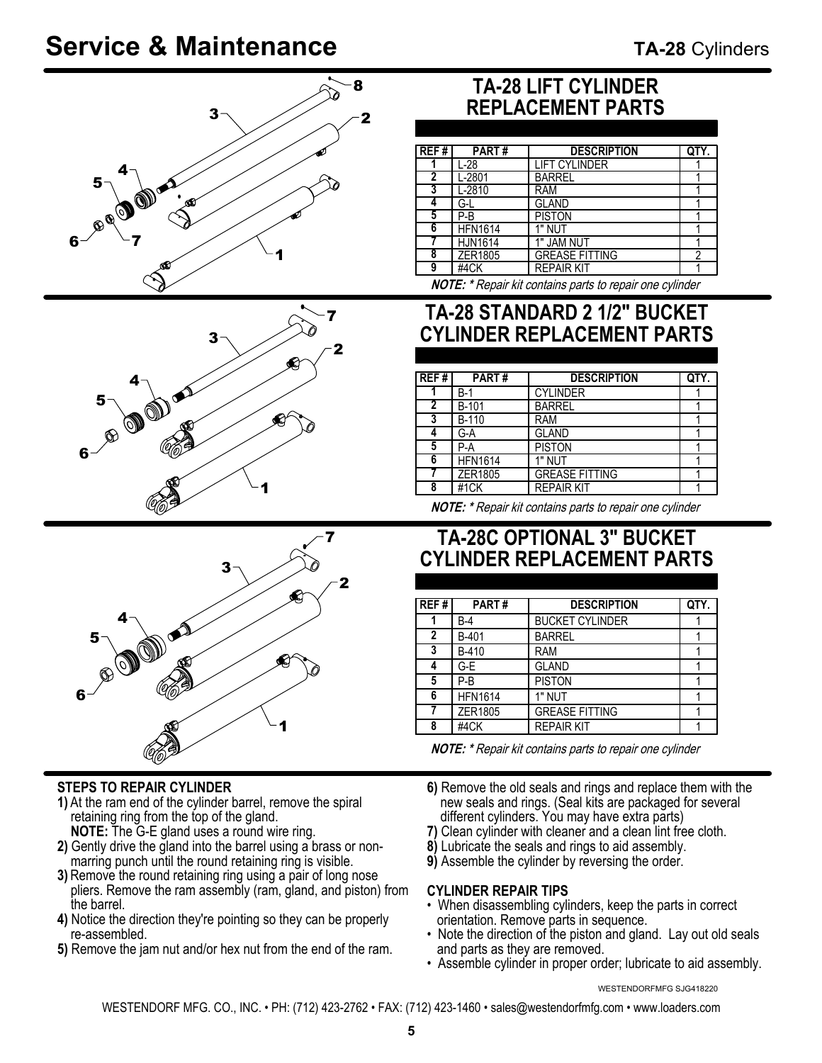# Service & Maintenance

**TA-28** Cylinders

## TA-28 LIFT CYLINDER REPLACEMENT PARTS

| REF # | PART # | DESCRIPTION | QTY. |
|---|---|---|---|
| 1 | L-28 | LIFT CYLINDER | 1 |
| 2 | L-2801 | BARREL | 1 |
| 3 | L-2810 | RAM | 1 |
| 4 | G-L | GLAND | 1 |
| 5 | P-B | PISTON | 1 |
| 6 | HFN1614 | 1" NUT | 1 |
| 7 | HJN1614 | 1" JAM NUT | 1 |
| 8 | ZER1805 | GREASE FITTING | 2 |
| 9 | #4CK | REPAIR KIT | 1 |

***NOTE:*** *\* Repair kit contains parts to repair one cylinder*

## TA-28 STANDARD 2 1/2" BUCKET CYLINDER REPLACEMENT PARTS

| REF # | PART # | DESCRIPTION | QTY. |
|---|---|---|---|
| 1 | B-1 | CYLINDER | 1 |
| 2 | B-101 | BARREL | 1 |
| 3 | B-110 | RAM | 1 |
| 4 | G-A | GLAND | 1 |
| 5 | P-A | PISTON | 1 |
| 6 | HFN1614 | 1" NUT | 1 |
| 7 | ZER1805 | GREASE FITTING | 1 |
| 8 | #1CK | REPAIR KIT | 1 |

***NOTE:*** *\* Repair kit contains parts to repair one cylinder*

## TA-28C OPTIONAL 3" BUCKET CYLINDER REPLACEMENT PARTS

| REF # | PART # | DESCRIPTION | QTY. |
|---|---|---|---|
| 1 | B-4 | BUCKET CYLINDER | 1 |
| 2 | B-401 | BARREL | 1 |
| 3 | B-410 | RAM | 1 |
| 4 | G-E | GLAND | 1 |
| 5 | P-B | PISTON | 1 |
| 6 | HFN1614 | 1" NUT | 1 |
| 7 | ZER1805 | GREASE FITTING | 1 |
| 8 | #4CK | REPAIR KIT | 1 |

***NOTE:*** *\* Repair kit contains parts to repair one cylinder*

### STEPS TO REPAIR CYLINDER

**1)** At the ram end of the cylinder barrel, remove the spiral retaining ring from the top of the gland.
**NOTE:** The G-E gland uses a round wire ring.

**2)** Gently drive the gland into the barrel using a brass or non-marring punch until the round retaining ring is visible.

**3)** Remove the round retaining ring using a pair of long nose pliers. Remove the ram assembly (ram, gland, and piston) from the barrel.

**4)** Notice the direction they're pointing so they can be properly re-assembled.

**5)** Remove the jam nut and/or hex nut from the end of the ram.

**6)** Remove the old seals and rings and replace them with the new seals and rings. (Seal kits are packaged for several different cylinders. You may have extra parts)

**7)** Clean cylinder with cleaner and a clean lint free cloth.

**8)** Lubricate the seals and rings to aid assembly.

**9)** Assemble the cylinder by reversing the order.

### CYLINDER REPAIR TIPS

- When disassembling cylinders, keep the parts in correct orientation. Remove parts in sequence.
- Note the direction of the piston and gland. Lay out old seals and parts as they are removed.
- Assemble cylinder in proper order; lubricate to aid assembly.

WESTENDORFMFG SJG418220

WESTENDORF MFG. CO., INC. • PH: (712) 423-2762 • FAX: (712) 423-1460 • sales@westendorfmfg.com • www.loaders.com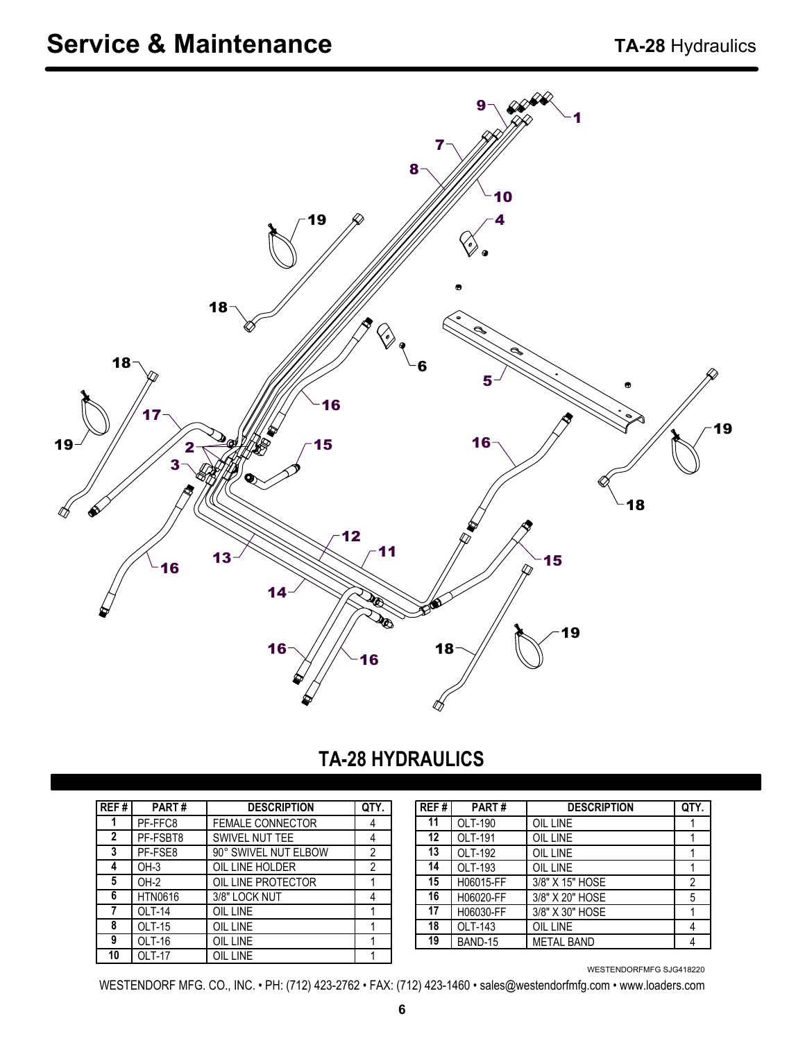# Service & Maintenance

**TA-28** Hydraulics

9
1
7
8
10
19
4
18
6
18
5
16
17
19
16
19
2
15
3
18
12
13
11
15
16
14
19
18
16
16

## TA-28 HYDRAULICS

| REF # | PART # | DESCRIPTION | QTY. |
|---|---|---|---|
| 1 | PF-FFC8 | FEMALE CONNECTOR | 4 |
| 2 | PF-FSBT8 | SWIVEL NUT TEE | 4 |
| 3 | PF-FSE8 | 90° SWIVEL NUT ELBOW | 2 |
| 4 | OH-3 | OIL LINE HOLDER | 2 |
| 5 | OH-2 | OIL LINE PROTECTOR | 1 |
| 6 | HTN0616 | 3/8" LOCK NUT | 4 |
| 7 | OLT-14 | OIL LINE | 1 |
| 8 | OLT-15 | OIL LINE | 1 |
| 9 | OLT-16 | OIL LINE | 1 |
| 10 | OLT-17 | OIL LINE | 1 |

| REF # | PART # | DESCRIPTION | QTY. |
|---|---|---|---|
| 11 | OLT-190 | OIL LINE | 1 |
| 12 | OLT-191 | OIL LINE | 1 |
| 13 | OLT-192 | OIL LINE | 1 |
| 14 | OLT-193 | OIL LINE | 1 |
| 15 | H06015-FF | 3/8" X 15" HOSE | 2 |
| 16 | H06020-FF | 3/8" X 20" HOSE | 5 |
| 17 | H06030-FF | 3/8" X 30" HOSE | 1 |
| 18 | OLT-143 | OIL LINE | 4 |
| 19 | BAND-15 | METAL BAND | 4 |

WESTENDORFMFG SJG418220

WESTENDORF MFG. CO., INC. • PH: (712) 423-2762 • FAX: (712) 423-1460 • sales@westendorfmfg.com • www.loaders.com